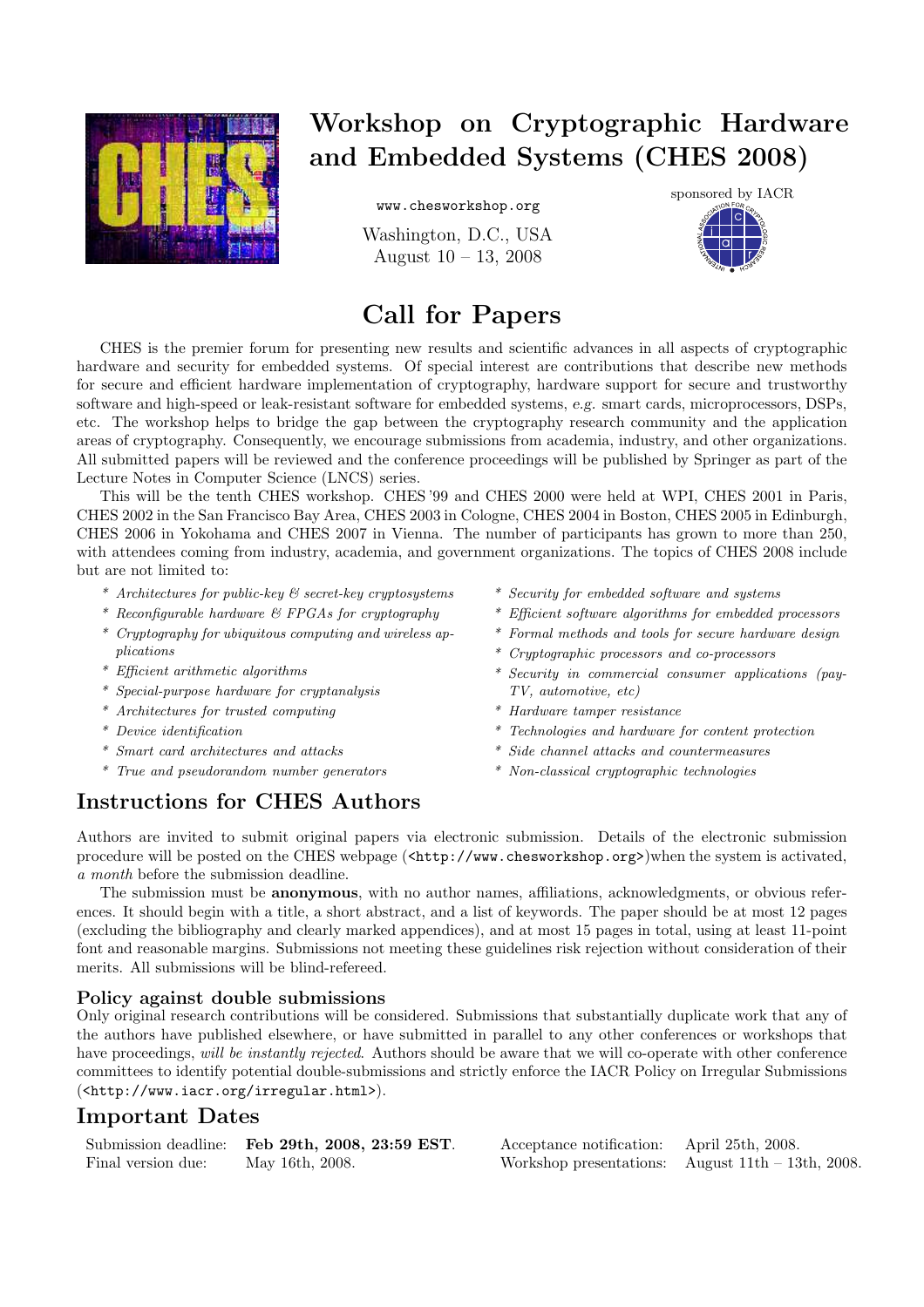# Workshop on Cryptographic Hardware and Embedded Systems (CHES 2008)

www.chesworkshop.org

Washington, D.C., USA
August 10 – 13, 2008

sponsored by IACR

# Call for Papers

CHES is the premier forum for presenting new results and scientific advances in all aspects of cryptographic hardware and security for embedded systems. Of special interest are contributions that describe new methods for secure and efficient hardware implementation of cryptography, hardware support for secure and trustworthy software and high-speed or leak-resistant software for embedded systems, *e.g.* smart cards, microprocessors, DSPs, etc. The workshop helps to bridge the gap between the cryptography research community and the application areas of cryptography. Consequently, we encourage submissions from academia, industry, and other organizations. All submitted papers will be reviewed and the conference proceedings will be published by Springer as part of the Lecture Notes in Computer Science (LNCS) series.

This will be the tenth CHES workshop. CHES '99 and CHES 2000 were held at WPI, CHES 2001 in Paris, CHES 2002 in the San Francisco Bay Area, CHES 2003 in Cologne, CHES 2004 in Boston, CHES 2005 in Edinburgh, CHES 2006 in Yokohama and CHES 2007 in Vienna. The number of participants has grown to more than 250, with attendees coming from industry, academia, and government organizations. The topics of CHES 2008 include but are not limited to:

- *Architectures for public-key & secret-key cryptosystems*
- *Reconfigurable hardware & FPGAs for cryptography*
- *Cryptography for ubiquitous computing and wireless applications*
- *Efficient arithmetic algorithms*
- *Special-purpose hardware for cryptanalysis*
- *Architectures for trusted computing*
- *Device identification*
- *Smart card architectures and attacks*
- *True and pseudorandom number generators*
- *Security for embedded software and systems*
- *Efficient software algorithms for embedded processors*
- *Formal methods and tools for secure hardware design*
- *Cryptographic processors and co-processors*
- *Security in commercial consumer applications (pay-TV, automotive, etc)*
- *Hardware tamper resistance*
- *Technologies and hardware for content protection*
- *Side channel attacks and countermeasures*
- *Non-classical cryptographic technologies*

## Instructions for CHES Authors

Authors are invited to submit original papers via electronic submission. Details of the electronic submission procedure will be posted on the CHES webpage (<http://www.chesworkshop.org>)when the system is activated, *a month* before the submission deadline.

The submission must be **anonymous**, with no author names, affiliations, acknowledgments, or obvious references. It should begin with a title, a short abstract, and a list of keywords. The paper should be at most 12 pages (excluding the bibliography and clearly marked appendices), and at most 15 pages in total, using at least 11-point font and reasonable margins. Submissions not meeting these guidelines risk rejection without consideration of their merits. All submissions will be blind-refereed.

### Policy against double submissions

Only original research contributions will be considered. Submissions that substantially duplicate work that any of the authors have published elsewhere, or have submitted in parallel to any other conferences or workshops that have proceedings, *will be instantly rejected*. Authors should be aware that we will co-operate with other conference committees to identify potential double-submissions and strictly enforce the IACR Policy on Irregular Submissions (<http://www.iacr.org/irregular.html>).

## Important Dates

| | | | |
|---|---|---|---|
| Submission deadline: | **Feb 29th, 2008, 23:59 EST**. | Acceptance notification: | April 25th, 2008. |
| Final version due: | May 16th, 2008. | Workshop presentations: | August 11th – 13th, 2008. |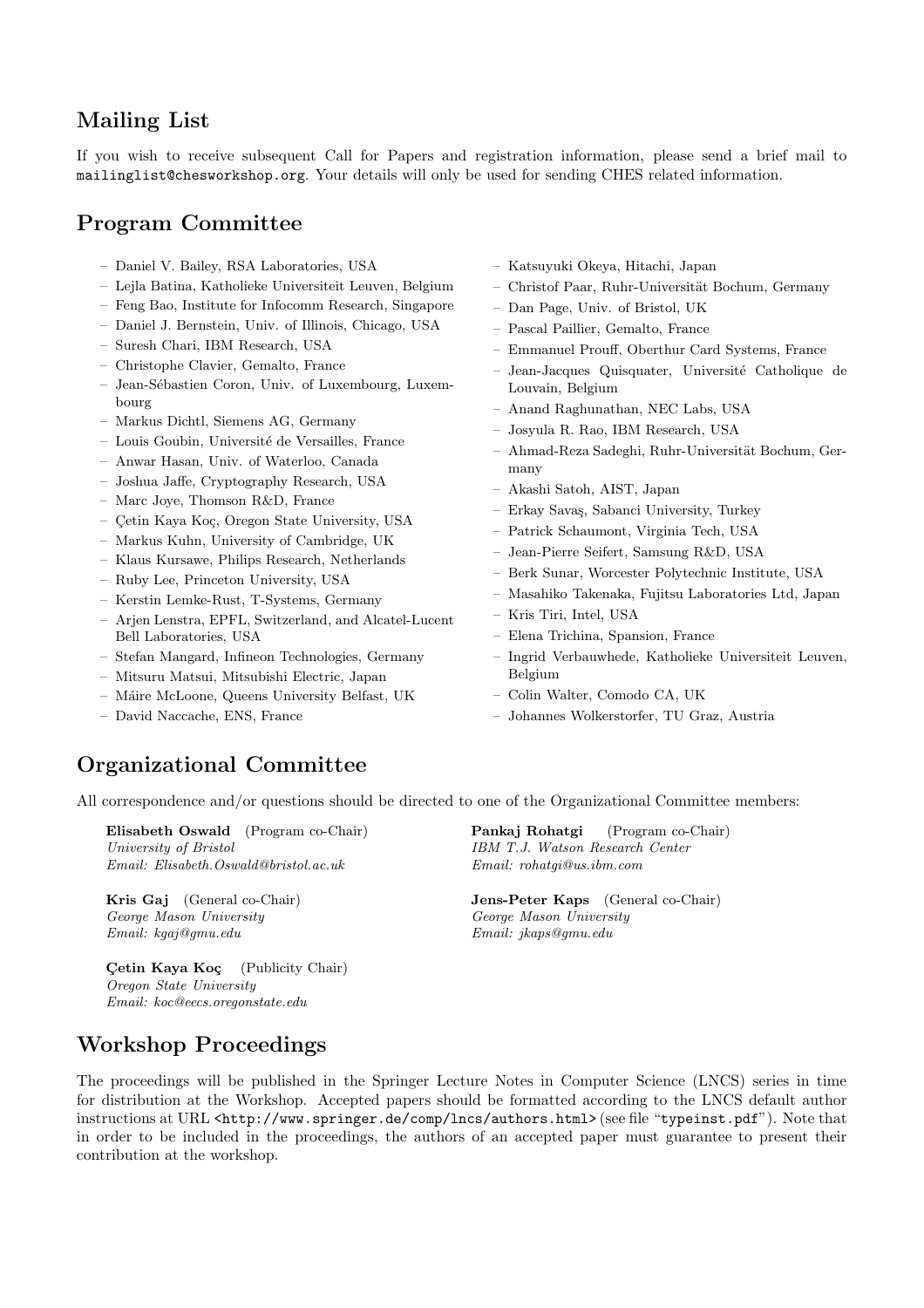## Mailing List

If you wish to receive subsequent Call for Papers and registration information, please send a brief mail to `mailinglist@chesworkshop.org`. Your details will only be used for sending CHES related information.

## Program Committee

- Daniel V. Bailey, RSA Laboratories, USA
- Lejla Batina, Katholieke Universiteit Leuven, Belgium
- Feng Bao, Institute for Infocomm Research, Singapore
- Daniel J. Bernstein, Univ. of Illinois, Chicago, USA
- Suresh Chari, IBM Research, USA
- Christophe Clavier, Gemalto, France
- Jean-Sébastien Coron, Univ. of Luxembourg, Luxembourg
- Markus Dichtl, Siemens AG, Germany
- Louis Goubin, Université de Versailles, France
- Anwar Hasan, Univ. of Waterloo, Canada
- Joshua Jaffe, Cryptography Research, USA
- Marc Joye, Thomson R&D, France
- Çetin Kaya Koç, Oregon State University, USA
- Markus Kuhn, University of Cambridge, UK
- Klaus Kursawe, Philips Research, Netherlands
- Ruby Lee, Princeton University, USA
- Kerstin Lemke-Rust, T-Systems, Germany
- Arjen Lenstra, EPFL, Switzerland, and Alcatel-Lucent Bell Laboratories, USA
- Stefan Mangard, Infineon Technologies, Germany
- Mitsuru Matsui, Mitsubishi Electric, Japan
- Máire McLoone, Queens University Belfast, UK
- David Naccache, ENS, France
- Katsuyuki Okeya, Hitachi, Japan
- Christof Paar, Ruhr-Universität Bochum, Germany
- Dan Page, Univ. of Bristol, UK
- Pascal Paillier, Gemalto, France
- Emmanuel Prouff, Oberthur Card Systems, France
- Jean-Jacques Quisquater, Université Catholique de Louvain, Belgium
- Anand Raghunathan, NEC Labs, USA
- Josyula R. Rao, IBM Research, USA
- Ahmad-Reza Sadeghi, Ruhr-Universität Bochum, Germany
- Akashi Satoh, AIST, Japan
- Erkay Savaş, Sabanci University, Turkey
- Patrick Schaumont, Virginia Tech, USA
- Jean-Pierre Seifert, Samsung R&D, USA
- Berk Sunar, Worcester Polytechnic Institute, USA
- Masahiko Takenaka, Fujitsu Laboratories Ltd, Japan
- Kris Tiri, Intel, USA
- Elena Trichina, Spansion, France
- Ingrid Verbauwhede, Katholieke Universiteit Leuven, Belgium
- Colin Walter, Comodo CA, UK
- Johannes Wolkerstorfer, TU Graz, Austria

## Organizational Committee

All correspondence and/or questions should be directed to one of the Organizational Committee members:

**Elisabeth Oswald** (Program co-Chair)
*University of Bristol*
*Email: Elisabeth.Oswald@bristol.ac.uk*

**Pankaj Rohatgi** (Program co-Chair)
*IBM T.J. Watson Research Center*
*Email: rohatgi@us.ibm.com*

**Kris Gaj** (General co-Chair)
*George Mason University*
*Email: kgaj@gmu.edu*

**Jens-Peter Kaps** (General co-Chair)
*George Mason University*
*Email: jkaps@gmu.edu*

**Çetin Kaya Koç** (Publicity Chair)
*Oregon State University*
*Email: koc@eecs.oregonstate.edu*

## Workshop Proceedings

The proceedings will be published in the Springer Lecture Notes in Computer Science (LNCS) series in time for distribution at the Workshop. Accepted papers should be formatted according to the LNCS default author instructions at URL `<http://www.springer.de/comp/lncs/authors.html>` (see file "`typeinst.pdf`"). Note that in order to be included in the proceedings, the authors of an accepted paper must guarantee to present their contribution at the workshop.